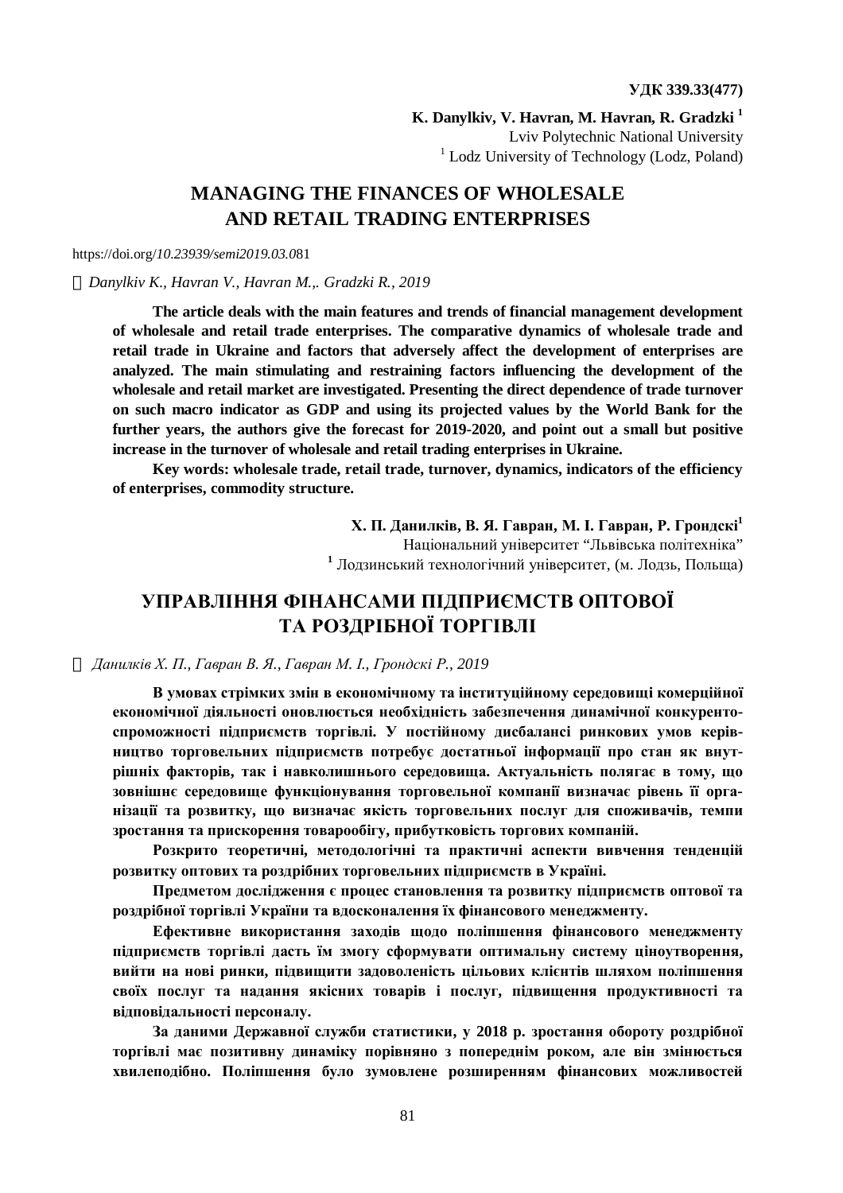**УДК 339.33(477)**

**K. Danylkiv, V. Havran, M. Havran, R. Gradzki [1]**
Lviv Polytechnic National University
[1] Lodz University of Technology (Lodz, Poland)

# MANAGING THE FINANCES OF WHOLESALE AND RETAIL TRADING ENTERPRISES

https://doi.org/*10.23939/semi2019.03.0*81

© *Danylkiv K., Havran V., Havran M.,. Gradzki R., 2019*

**The article deals with the main features and trends of financial management development of wholesale and retail trade enterprises. The comparative dynamics of wholesale trade and retail trade in Ukraine and factors that adversely affect the development of enterprises are analyzed. The main stimulating and restraining factors influencing the development of the wholesale and retail market are investigated. Presenting the direct dependence of trade turnover on such macro indicator as GDP and using its projected values by the World Bank for the further years, the authors give the forecast for 2019-2020, and point out a small but positive increase in the turnover of wholesale and retail trading enterprises in Ukraine.**

**Key words: wholesale trade, retail trade, turnover, dynamics, indicators of the efficiency of enterprises, commodity structure.**

**Х. П. Данилків, В. Я. Гавран, М. І. Гавран, Р. Грондскі[1]**
Національний університет "Львівська політехніка"
[1] Лодзинський технологічний університет, (м. Лодзь, Польща)

# УПРАВЛІННЯ ФІНАНСАМИ ПІДПРИЄМСТВ ОПТОВОЇ ТА РОЗДРІБНОЇ ТОРГІВЛІ

© *Данилків Х. П., Гавран В. Я., Гавран М. І., Грондскі Р., 2019*

**В умовах стрімких змін в економічному та інституційному середовищі комерційної економічної діяльності оновлюється необхідність забезпечення динамічної конкурентоспроможності підприємств торгівлі. У постійному дисбалансі ринкових умов керівництво торговельних підприємств потребує достатньої інформації про стан як внутрішніх факторів, так і навколишнього середовища. Актуальність полягає в тому, що зовнішнє середовище функціонування торговельної компанії визначає рівень її організації та розвитку, що визначає якість торговельних послуг для споживачів, темпи зростання та прискорення товарообігу, прибутковість торгових компаній.**

**Розкрито теоретичні, методологічні та практичні аспекти вивчення тенденцій розвитку оптових та роздрібних торговельних підприємств в Україні.**

**Предметом дослідження є процес становлення та розвитку підприємств оптової та роздрібної торгівлі України та вдосконалення їх фінансового менеджменту.**

**Ефективне використання заходів щодо поліпшення фінансового менеджменту підприємств торгівлі дасть їм змогу сформувати оптимальну систему ціноутворення, вийти на нові ринки, підвищити задоволеність цільових клієнтів шляхом поліпшення своїх послуг та надання якісних товарів і послуг, підвищення продуктивності та відповідальності персоналу.**

**За даними Державної служби статистики, у 2018 р. зростання обороту роздрібної торгівлі має позитивну динаміку порівняно з попереднім роком, але він змінюється хвилеподібно. Поліпшення було зумовлене розширенням фінансових можливостей**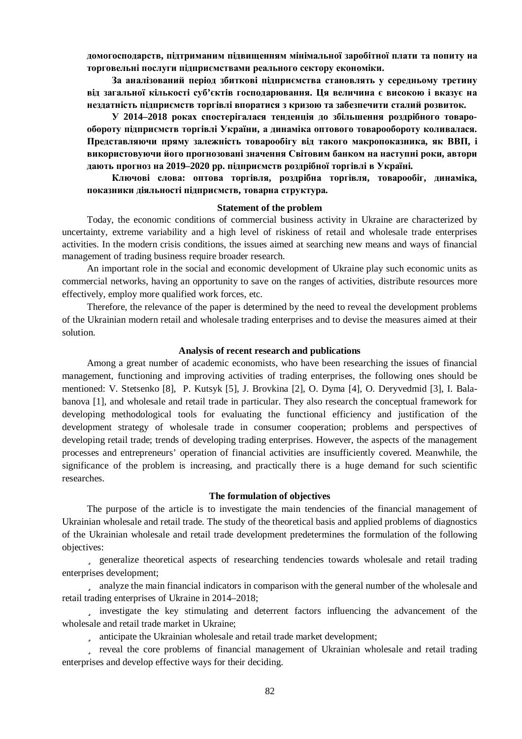**домогосподарств, підтриманим підвищенням мінімальної заробітної плати та попиту на торговельні послуги підприємствами реального сектору економіки.**

**За аналізований період збиткові підприємства становлять у середньому третину від загальної кількості суб'єктів господарювання. Ця величина є високою і вказує на нездатність підприємств торгівлі впоратися з кризою та забезпечити сталий розвиток.**

**У 2014–2018 роках спостерігалася тенденція до збільшення роздрібного товарообороту підприємств торгівлі України, а динаміка оптового товарообороту коливалася. Представляючи пряму залежність товарообігу від такого макропоказника, як ВВП, і використовуючи його прогнозовані значення Світовим банком на наступні роки, автори дають прогноз на 2019–2020 рр. підприємств роздрібної торгівлі в Україні.**

**Ключові слова: оптова торгівля, роздрібна торгівля, товарообіг, динаміка, показники діяльності підприємств, товарна структура.**

## Statement of the problem

Today, the economic conditions of commercial business activity in Ukraine are characterized by uncertainty, extreme variability and a high level of riskiness of retail and wholesale trade enterprises activities. In the modern crisis conditions, the issues aimed at searching new means and ways of financial management of trading business require broader research.

An important role in the social and economic development of Ukraine play such economic units as commercial networks, having an opportunity to save on the ranges of activities, distribute resources more effectively, employ more qualified work forces, etc.

Therefore, the relevance of the paper is determined by the need to reveal the development problems of the Ukrainian modern retail and wholesale trading enterprises and to devise the measures aimed at their solution.

## Analysis of recent research and publications

Among a great number of academic economists, who have been researching the issues of financial management, functioning and improving activities of trading enterprises, the following ones should be mentioned: V. Stetsenko [8], P. Kutsyk [5], J. Brovkina [2], O. Dyma [4], O. Deryvedmid [3], I. Balabanova [1], and wholesale and retail trade in particular. They also research the conceptual framework for developing methodological tools for evaluating the functional efficiency and justification of the development strategy of wholesale trade in consumer cooperation; problems and perspectives of developing retail trade; trends of developing trading enterprises. However, the aspects of the management processes and entrepreneurs' operation of financial activities are insufficiently covered. Meanwhile, the significance of the problem is increasing, and practically there is a huge demand for such scientific researches.

## The formulation of objectives

The purpose of the article is to investigate the main tendencies of the financial management of Ukrainian wholesale and retail trade. The study of the theoretical basis and applied problems of diagnostics of the Ukrainian wholesale and retail trade development predetermines the formulation of the following objectives:

- generalize theoretical aspects of researching tendencies towards wholesale and retail trading enterprises development;
- analyze the main financial indicators in comparison with the general number of the wholesale and retail trading enterprises of Ukraine in 2014–2018;
- investigate the key stimulating and deterrent factors influencing the advancement of the wholesale and retail trade market in Ukraine;
- anticipate the Ukrainian wholesale and retail trade market development;
- reveal the core problems of financial management of Ukrainian wholesale and retail trading enterprises and develop effective ways for their deciding.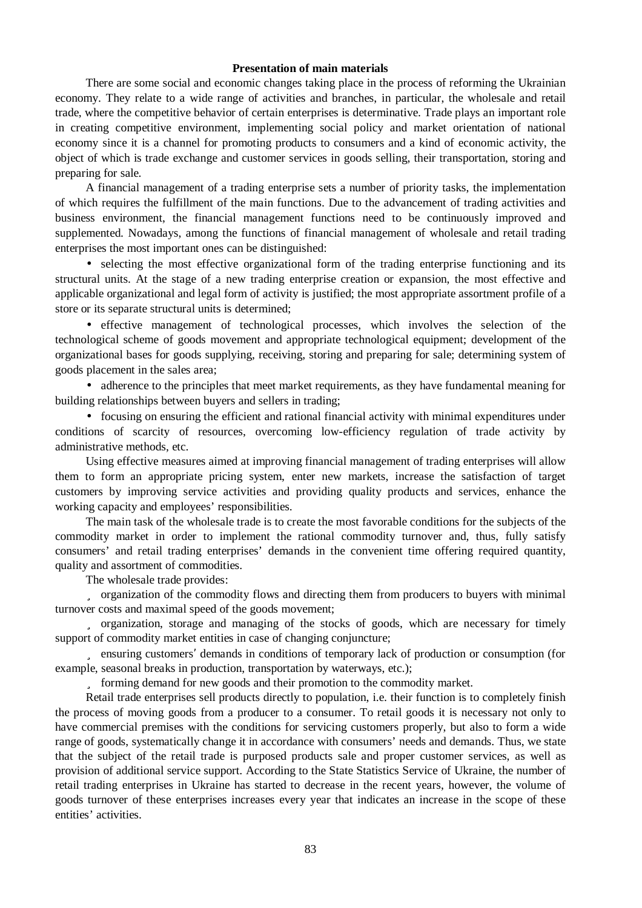### Presentation of main materials

There are some social and economic changes taking place in the process of reforming the Ukrainian economy. They relate to a wide range of activities and branches, in particular, the wholesale and retail trade, where the competitive behavior of certain enterprises is determinative. Trade plays an important role in creating competitive environment, implementing social policy and market orientation of national economy since it is a channel for promoting products to consumers and a kind of economic activity, the object of which is trade exchange and customer services in goods selling, their transportation, storing and preparing for sale.

A financial management of a trading enterprise sets a number of priority tasks, the implementation of which requires the fulfillment of the main functions. Due to the advancement of trading activities and business environment, the financial management functions need to be continuously improved and supplemented. Nowadays, among the functions of financial management of wholesale and retail trading enterprises the most important ones can be distinguished:

- selecting the most effective organizational form of the trading enterprise functioning and its structural units. At the stage of a new trading enterprise creation or expansion, the most effective and applicable organizational and legal form of activity is justified; the most appropriate assortment profile of a store or its separate structural units is determined;
- effective management of technological processes, which involves the selection of the technological scheme of goods movement and appropriate technological equipment; development of the organizational bases for goods supplying, receiving, storing and preparing for sale; determining system of goods placement in the sales area;
- adherence to the principles that meet market requirements, as they have fundamental meaning for building relationships between buyers and sellers in trading;
- focusing on ensuring the efficient and rational financial activity with minimal expenditures under conditions of scarcity of resources, overcoming low-efficiency regulation of trade activity by administrative methods, etc.

Using effective measures aimed at improving financial management of trading enterprises will allow them to form an appropriate pricing system, enter new markets, increase the satisfaction of target customers by improving service activities and providing quality products and services, enhance the working capacity and employees' responsibilities.

The main task of the wholesale trade is to create the most favorable conditions for the subjects of the commodity market in order to implement the rational commodity turnover and, thus, fully satisfy consumers' and retail trading enterprises' demands in the convenient time offering required quantity, quality and assortment of commodities.

The wholesale trade provides:

- organization of the commodity flows and directing them from producers to buyers with minimal turnover costs and maximal speed of the goods movement;
- organization, storage and managing of the stocks of goods, which are necessary for timely support of commodity market entities in case of changing conjuncture;
- ensuring customers′ demands in conditions of temporary lack of production or consumption (for example, seasonal breaks in production, transportation by waterways, etc.);
- forming demand for new goods and their promotion to the commodity market.

Retail trade enterprises sell products directly to population, i.e. their function is to completely finish the process of moving goods from a producer to a consumer. To retail goods it is necessary not only to have commercial premises with the conditions for servicing customers properly, but also to form a wide range of goods, systematically change it in accordance with consumers' needs and demands. Thus, we state that the subject of the retail trade is purposed products sale and proper customer services, as well as provision of additional service support. According to the State Statistics Service of Ukraine, the number of retail trading enterprises in Ukraine has started to decrease in the recent years, however, the volume of goods turnover of these enterprises increases every year that indicates an increase in the scope of these entities' activities.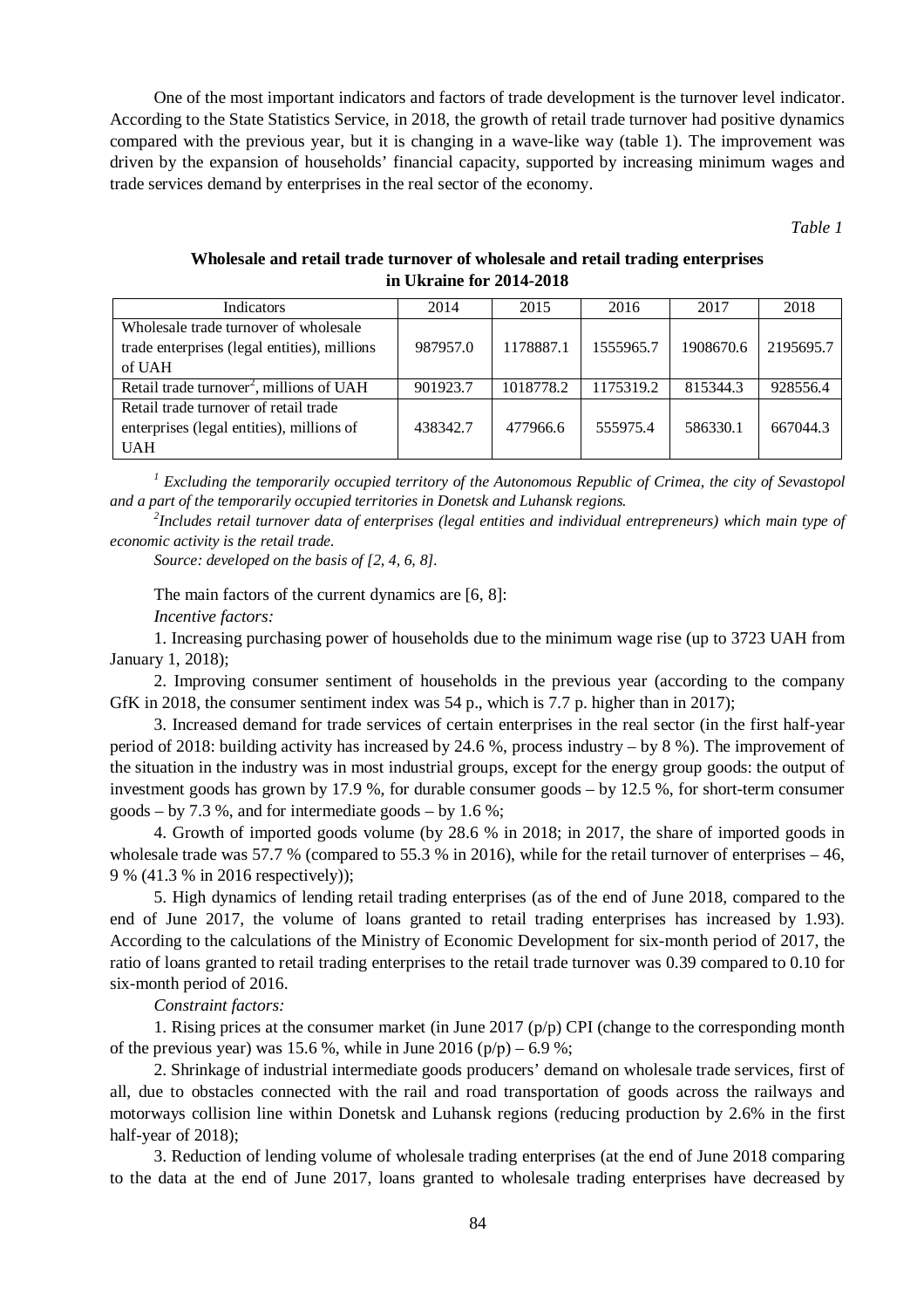One of the most important indicators and factors of trade development is the turnover level indicator. According to the State Statistics Service, in 2018, the growth of retail trade turnover had positive dynamics compared with the previous year, but it is changing in a wave-like way (table 1). The improvement was driven by the expansion of households' financial capacity, supported by increasing minimum wages and trade services demand by enterprises in the real sector of the economy.

*Table 1*

**Wholesale and retail trade turnover of wholesale and retail trading enterprises in Ukraine for 2014-2018**

| Indicators | 2014 | 2015 | 2016 | 2017 | 2018 |
|---|---|---|---|---|---|
| Wholesale trade turnover of wholesale trade enterprises (legal entities), millions of UAH | 987957.0 | 1178887.1 | 1555965.7 | 1908670.6 | 2195695.7 |
| Retail trade turnover[2], millions of UAH | 901923.7 | 1018778.2 | 1175319.2 | 815344.3 | 928556.4 |
| Retail trade turnover of retail trade enterprises (legal entities), millions of UAH | 438342.7 | 477966.6 | 555975.4 | 586330.1 | 667044.3 |

*[1] Excluding the temporarily occupied territory of the Autonomous Republic of Crimea, the city of Sevastopol and a part of the temporarily occupied territories in Donetsk and Luhansk regions.*

*[2]Includes retail turnover data of enterprises (legal entities and individual entrepreneurs) which main type of economic activity is the retail trade.*

*Source: developed on the basis of [2, 4, 6, 8].*

The main factors of the current dynamics are [6, 8]:

*Incentive factors:*

1. Increasing purchasing power of households due to the minimum wage rise (up to 3723 UAH from January 1, 2018);

2. Improving consumer sentiment of households in the previous year (according to the company GfK in 2018, the consumer sentiment index was 54 p., which is 7.7 p. higher than in 2017);

3. Increased demand for trade services of certain enterprises in the real sector (in the first half-year period of 2018: building activity has increased by 24.6 %, process industry – by 8 %). The improvement of the situation in the industry was in most industrial groups, except for the energy group goods: the output of investment goods has grown by 17.9 %, for durable consumer goods – by 12.5 %, for short-term consumer goods – by 7.3 %, and for intermediate goods – by 1.6 %;

4. Growth of imported goods volume (by 28.6 % in 2018; in 2017, the share of imported goods in wholesale trade was 57.7 % (compared to 55.3 % in 2016), while for the retail turnover of enterprises – 46, 9 % (41.3 % in 2016 respectively));

5. High dynamics of lending retail trading enterprises (as of the end of June 2018, compared to the end of June 2017, the volume of loans granted to retail trading enterprises has increased by 1.93). According to the calculations of the Ministry of Economic Development for six-month period of 2017, the ratio of loans granted to retail trading enterprises to the retail trade turnover was 0.39 compared to 0.10 for six-month period of 2016.

*Constraint factors:*

1. Rising prices at the consumer market (in June 2017 (p/p) CPI (change to the corresponding month of the previous year) was 15.6 %, while in June 2016 (p/p) – 6.9 %;

2. Shrinkage of industrial intermediate goods producers' demand on wholesale trade services, first of all, due to obstacles connected with the rail and road transportation of goods across the railways and motorways collision line within Donetsk and Luhansk regions (reducing production by 2.6% in the first half-year of 2018);

3. Reduction of lending volume of wholesale trading enterprises (at the end of June 2018 comparing to the data at the end of June 2017, loans granted to wholesale trading enterprises have decreased by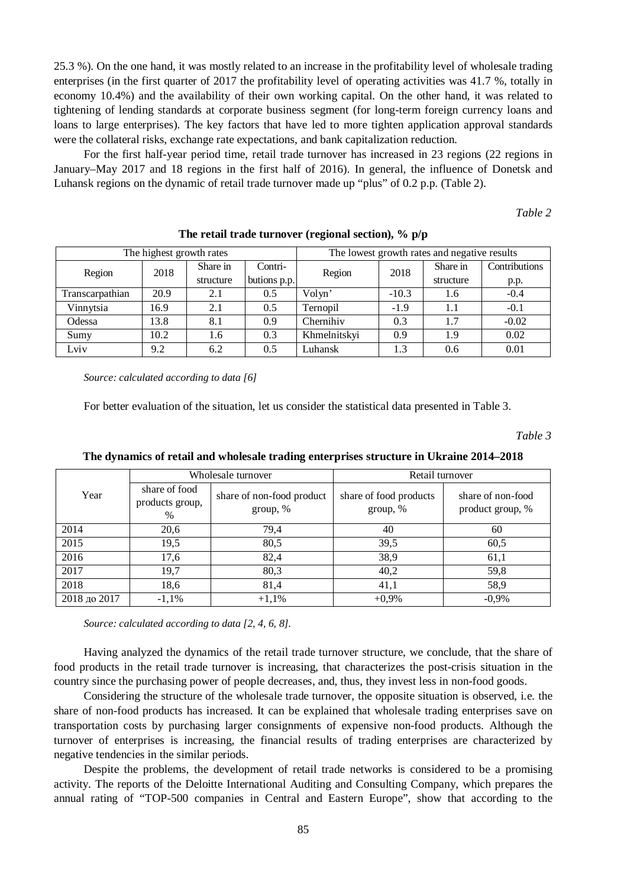25.3 %). On the one hand, it was mostly related to an increase in the profitability level of wholesale trading enterprises (in the first quarter of 2017 the profitability level of operating activities was 41.7 %, totally in economy 10.4%) and the availability of their own working capital. On the other hand, it was related to tightening of lending standards at corporate business segment (for long-term foreign currency loans and loans to large enterprises). The key factors that have led to more tighten application approval standards were the collateral risks, exchange rate expectations, and bank capitalization reduction.

For the first half-year period time, retail trade turnover has increased in 23 regions (22 regions in January–May 2017 and 18 regions in the first half of 2016). In general, the influence of Donetsk and Luhansk regions on the dynamic of retail trade turnover made up "plus" of 0.2 p.p. (Table 2).

*Table 2*

**The retail trade turnover (regional section), % p/p**

| The highest growth rates | | | | The lowest growth rates and negative results | | | |
|---|---|---|---|---|---|---|---|
| Region | 2018 | Share in structure | Contri-butions p.p. | Region | 2018 | Share in structure | Contributions p.p. |
| Transcarpathian | 20.9 | 2.1 | 0.5 | Volyn' | -10.3 | 1.6 | -0.4 |
| Vinnytsia | 16.9 | 2.1 | 0.5 | Ternopil | -1.9 | 1.1 | -0.1 |
| Odessa | 13.8 | 8.1 | 0.9 | Chernihiv | 0.3 | 1.7 | -0.02 |
| Sumy | 10.2 | 1.6 | 0.3 | Khmelnitskyi | 0.9 | 1.9 | 0.02 |
| Lviv | 9.2 | 6.2 | 0.5 | Luhansk | 1.3 | 0.6 | 0.01 |

*Source: calculated according to data [6]*

For better evaluation of the situation, let us consider the statistical data presented in Table 3.

*Table 3*

**The dynamics of retail and wholesale trading enterprises structure in Ukraine 2014–2018**

| Year | Wholesale turnover | | Retail turnover | |
|---|---|---|---|---|
| | share of food products group, % | share of non-food product group, % | share of food products group, % | share of non-food product group, % |
| 2014 | 20,6 | 79,4 | 40 | 60 |
| 2015 | 19,5 | 80,5 | 39,5 | 60,5 |
| 2016 | 17,6 | 82,4 | 38,9 | 61,1 |
| 2017 | 19,7 | 80,3 | 40,2 | 59,8 |
| 2018 | 18,6 | 81,4 | 41,1 | 58,9 |
| 2018 до 2017 | -1,1% | +1,1% | +0,9% | -0,9% |

*Source: calculated according to data [2, 4, 6, 8].*

Having analyzed the dynamics of the retail trade turnover structure, we conclude, that the share of food products in the retail trade turnover is increasing, that characterizes the post-crisis situation in the country since the purchasing power of people decreases, and, thus, they invest less in non-food goods.

Considering the structure of the wholesale trade turnover, the opposite situation is observed, i.e. the share of non-food products has increased. It can be explained that wholesale trading enterprises save on transportation costs by purchasing larger consignments of expensive non-food products. Although the turnover of enterprises is increasing, the financial results of trading enterprises are characterized by negative tendencies in the similar periods.

Despite the problems, the development of retail trade networks is considered to be a promising activity. The reports of the Deloitte International Auditing and Consulting Company, which prepares the annual rating of "TOP-500 companies in Central and Eastern Europe", show that according to the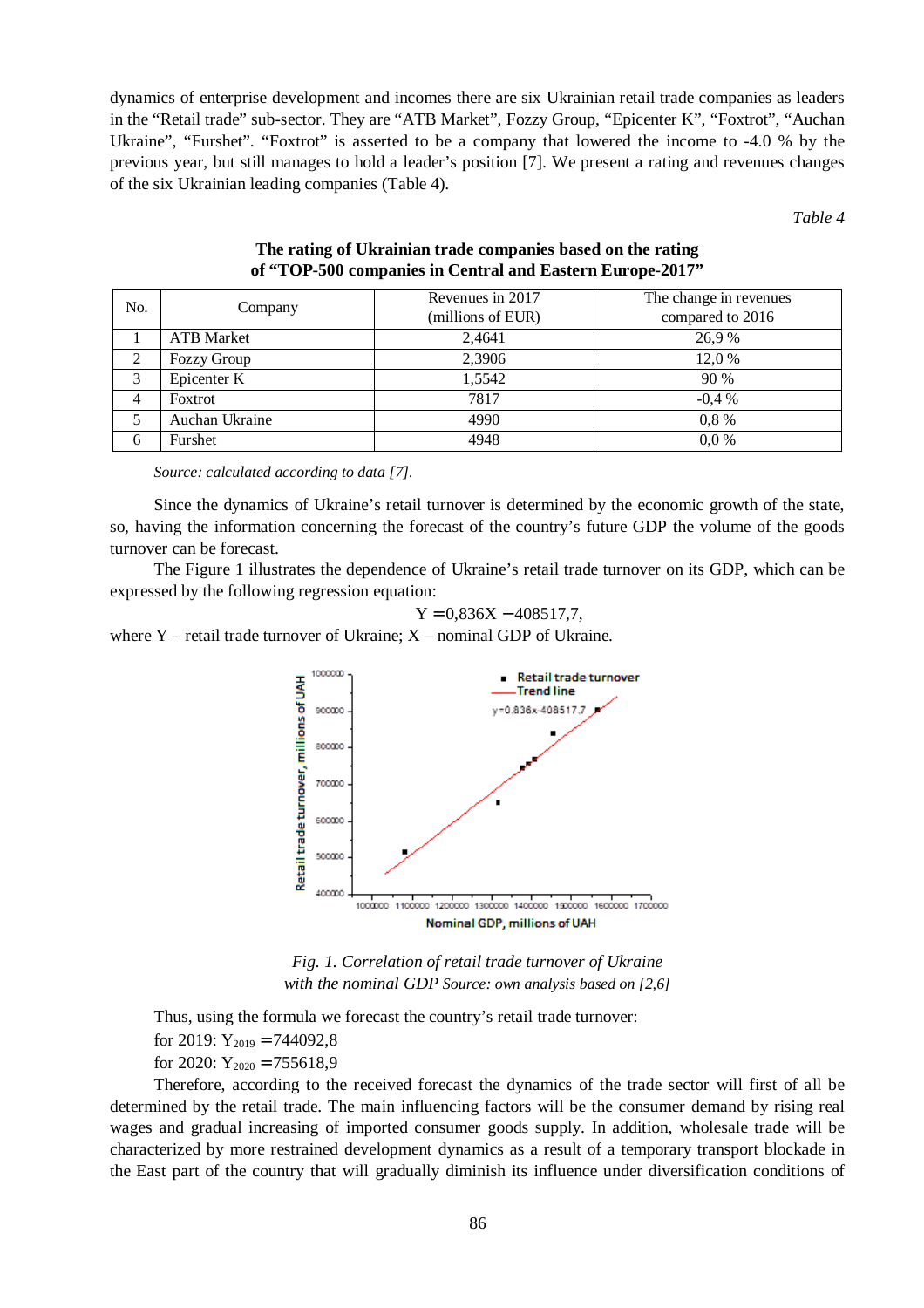dynamics of enterprise development and incomes there are six Ukrainian retail trade companies as leaders in the "Retail trade" sub-sector. They are "ATB Market", Fozzy Group, "Epicenter K", "Foxtrot", "Auchan Ukraine", "Furshet". "Foxtrot" is asserted to be a company that lowered the income to -4.0 % by the previous year, but still manages to hold a leader's position [7]. We present a rating and revenues changes of the six Ukrainian leading companies (Table 4).

*Table 4*

**The rating of Ukrainian trade companies based on the rating of "TOP-500 companies in Central and Eastern Europe-2017"**

| No. | Company | Revenues in 2017 (millions of EUR) | The change in revenues compared to 2016 |
|---|---|---|---|
| 1 | ATB Market | 2,4641 | 26,9 % |
| 2 | Fozzy Group | 2,3906 | 12,0 % |
| 3 | Epicenter K | 1,5542 | 90 % |
| 4 | Foxtrot | 7817 | -0,4 % |
| 5 | Auchan Ukraine | 4990 | 0,8 % |
| 6 | Furshet | 4948 | 0,0 % |

*Source: calculated according to data [7].*

Since the dynamics of Ukraine's retail turnover is determined by the economic growth of the state, so, having the information concerning the forecast of the country's future GDP the volume of the goods turnover can be forecast.

The Figure 1 illustrates the dependence of Ukraine's retail trade turnover on its GDP, which can be expressed by the following regression equation:

$$Y = 0{,}836X - 408517{,}7,$$

where Y – retail trade turnover of Ukraine; X – nominal GDP of Ukraine.

*Fig. 1. Correlation of retail trade turnover of Ukraine with the nominal GDP* *Source: own analysis based on [2,6]*

Thus, using the formula we forecast the country's retail trade turnover:

for 2019: $Y_{2019} = 744092{,}8$

for 2020: $Y_{2020} = 755618{,}9$

Therefore, according to the received forecast the dynamics of the trade sector will first of all be determined by the retail trade. The main influencing factors will be the consumer demand by rising real wages and gradual increasing of imported consumer goods supply. In addition, wholesale trade will be characterized by more restrained development dynamics as a result of a temporary transport blockade in the East part of the country that will gradually diminish its influence under diversification conditions of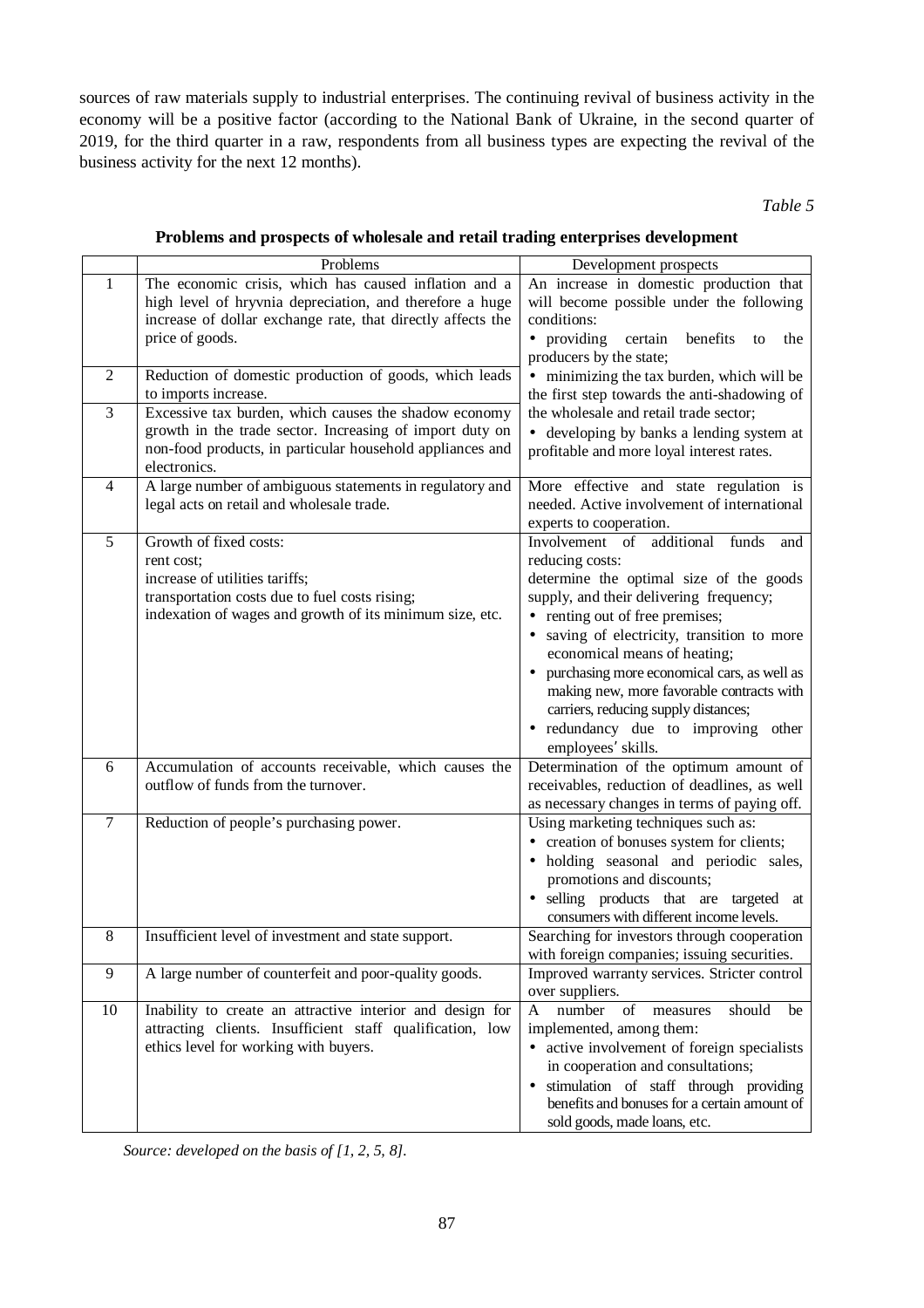sources of raw materials supply to industrial enterprises. The continuing revival of business activity in the economy will be a positive factor (according to the National Bank of Ukraine, in the second quarter of 2019, for the third quarter in a raw, respondents from all business types are expecting the revival of the business activity for the next 12 months).

*Table 5*

**Problems and prospects of wholesale and retail trading enterprises development**

| | Problems | Development prospects |
|---|---|---|
| 1 | The economic crisis, which has caused inflation and a high level of hryvnia depreciation, and therefore a huge increase of dollar exchange rate, that directly affects the price of goods. | An increase in domestic production that will become possible under the following conditions:<br>• providing certain benefits to the producers by the state;<br>• minimizing the tax burden, which will be the first step towards the anti-shadowing of the wholesale and retail trade sector;<br>• developing by banks a lending system at profitable and more loyal interest rates. |
| 2 | Reduction of domestic production of goods, which leads to imports increase. | |
| 3 | Excessive tax burden, which causes the shadow economy growth in the trade sector. Increasing of import duty on non-food products, in particular household appliances and electronics. | |
| 4 | A large number of ambiguous statements in regulatory and legal acts on retail and wholesale trade. | More effective and state regulation is needed. Active involvement of international experts to cooperation. |
| 5 | Growth of fixed costs:<br>rent cost;<br>increase of utilities tariffs;<br>transportation costs due to fuel costs rising;<br>indexation of wages and growth of its minimum size, etc. | Involvement of additional funds and reducing costs:<br>determine the optimal size of the goods supply, and their delivering frequency;<br>• renting out of free premises;<br>• saving of electricity, transition to more economical means of heating;<br>• purchasing more economical cars, as well as making new, more favorable contracts with carriers, reducing supply distances;<br>• redundancy due to improving other employees' skills. |
| 6 | Accumulation of accounts receivable, which causes the outflow of funds from the turnover. | Determination of the optimum amount of receivables, reduction of deadlines, as well as necessary changes in terms of paying off. |
| 7 | Reduction of people's purchasing power. | Using marketing techniques such as:<br>• creation of bonuses system for clients;<br>• holding seasonal and periodic sales, promotions and discounts;<br>• selling products that are targeted at consumers with different income levels. |
| 8 | Insufficient level of investment and state support. | Searching for investors through cooperation with foreign companies; issuing securities. |
| 9 | A large number of counterfeit and poor-quality goods. | Improved warranty services. Stricter control over suppliers. |
| 10 | Inability to create an attractive interior and design for attracting clients. Insufficient staff qualification, low ethics level for working with buyers. | A number of measures should be implemented, among them:<br>• active involvement of foreign specialists in cooperation and consultations;<br>• stimulation of staff through providing benefits and bonuses for a certain amount of sold goods, made loans, etc. |

*Source: developed on the basis of [1, 2, 5, 8].*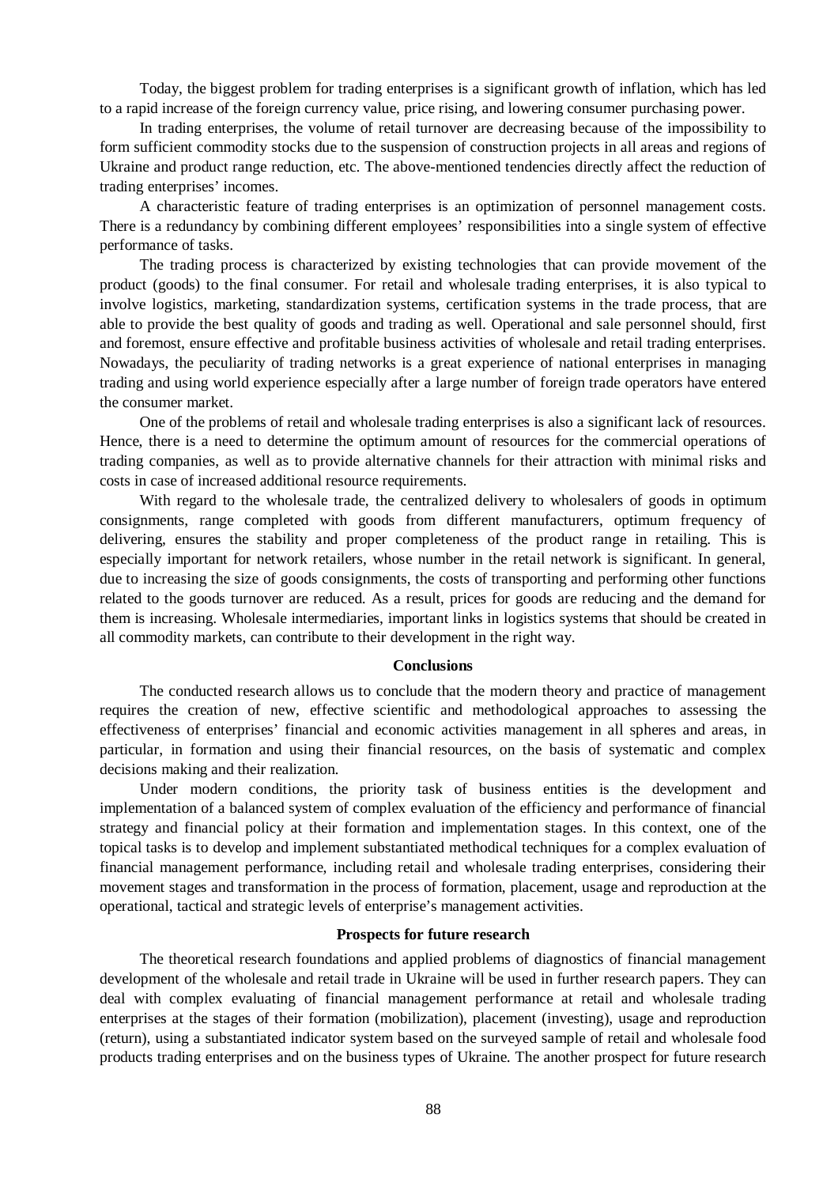Today, the biggest problem for trading enterprises is a significant growth of inflation, which has led to a rapid increase of the foreign currency value, price rising, and lowering consumer purchasing power.

In trading enterprises, the volume of retail turnover are decreasing because of the impossibility to form sufficient commodity stocks due to the suspension of construction projects in all areas and regions of Ukraine and product range reduction, etc. The above-mentioned tendencies directly affect the reduction of trading enterprises' incomes.

A characteristic feature of trading enterprises is an optimization of personnel management costs. There is a redundancy by combining different employees' responsibilities into a single system of effective performance of tasks.

The trading process is characterized by existing technologies that can provide movement of the product (goods) to the final consumer. For retail and wholesale trading enterprises, it is also typical to involve logistics, marketing, standardization systems, certification systems in the trade process, that are able to provide the best quality of goods and trading as well. Operational and sale personnel should, first and foremost, ensure effective and profitable business activities of wholesale and retail trading enterprises. Nowadays, the peculiarity of trading networks is a great experience of national enterprises in managing trading and using world experience especially after a large number of foreign trade operators have entered the consumer market.

One of the problems of retail and wholesale trading enterprises is also a significant lack of resources. Hence, there is a need to determine the optimum amount of resources for the commercial operations of trading companies, as well as to provide alternative channels for their attraction with minimal risks and costs in case of increased additional resource requirements.

With regard to the wholesale trade, the centralized delivery to wholesalers of goods in optimum consignments, range completed with goods from different manufacturers, optimum frequency of delivering, ensures the stability and proper completeness of the product range in retailing. This is especially important for network retailers, whose number in the retail network is significant. In general, due to increasing the size of goods consignments, the costs of transporting and performing other functions related to the goods turnover are reduced. As a result, prices for goods are reducing and the demand for them is increasing. Wholesale intermediaries, important links in logistics systems that should be created in all commodity markets, can contribute to their development in the right way.

## Conclusions

The conducted research allows us to conclude that the modern theory and practice of management requires the creation of new, effective scientific and methodological approaches to assessing the effectiveness of enterprises' financial and economic activities management in all spheres and areas, in particular, in formation and using their financial resources, on the basis of systematic and complex decisions making and their realization.

Under modern conditions, the priority task of business entities is the development and implementation of a balanced system of complex evaluation of the efficiency and performance of financial strategy and financial policy at their formation and implementation stages. In this context, one of the topical tasks is to develop and implement substantiated methodical techniques for a complex evaluation of financial management performance, including retail and wholesale trading enterprises, considering their movement stages and transformation in the process of formation, placement, usage and reproduction at the operational, tactical and strategic levels of enterprise's management activities.

## Prospects for future research

The theoretical research foundations and applied problems of diagnostics of financial management development of the wholesale and retail trade in Ukraine will be used in further research papers. They can deal with complex evaluating of financial management performance at retail and wholesale trading enterprises at the stages of their formation (mobilization), placement (investing), usage and reproduction (return), using a substantiated indicator system based on the surveyed sample of retail and wholesale food products trading enterprises and on the business types of Ukraine. The another prospect for future research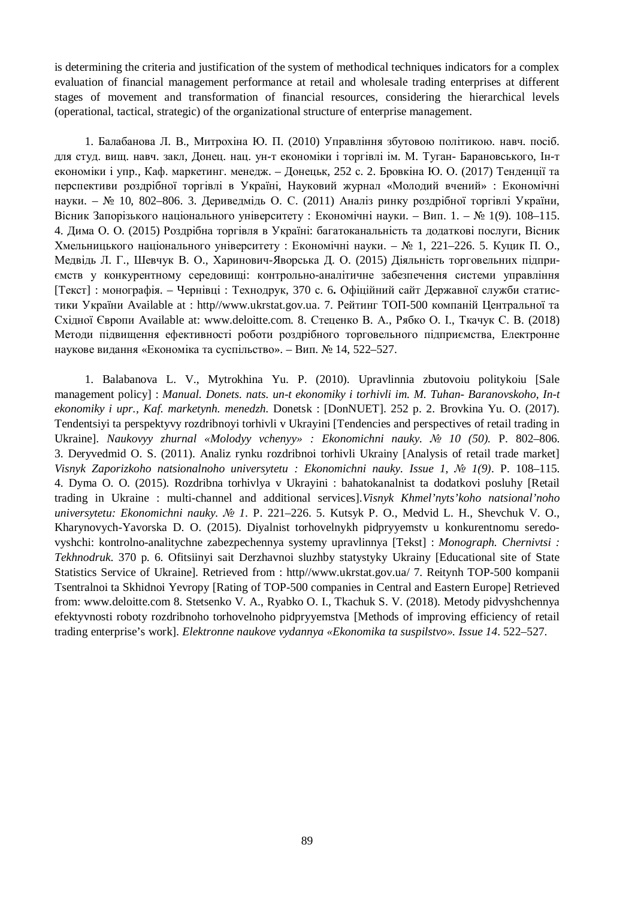is determining the criteria and justification of the system of methodical techniques indicators for a complex evaluation of financial management performance at retail and wholesale trading enterprises at different stages of movement and transformation of financial resources, considering the hierarchical levels (operational, tactical, strategic) of the organizational structure of enterprise management.

1. Балабанова Л. В., Митрохіна Ю. П. (2010) Управління збутовою політикою. навч. посіб. для студ. вищ. навч. закл, Донец. нац. ун-т економіки і торгівлі ім. М. Туган- Барановського, Ін-т економіки і упр., Каф. маркетинг. менедж. – Донецьк, 252 с. 2. Бровкіна Ю. О. (2017) Тенденції та перспективи роздрібної торгівлі в Україні, Науковий журнал «Молодий вчений» : Економічні науки. – № 10, 802–806. 3. Дериведмідь О. С. (2011) Аналіз ринку роздрібної торгівлі України, Вісник Запорізького національного університету : Економічні науки. – Вип. 1. – № 1(9). 108–115. 4. Дима О. О. (2015) Роздрібна торгівля в Україні: багатоканальність та додаткові послуги, Вісник Хмельницького національного університету : Економічні науки. – № 1, 221–226. 5. Куцик П. О., Медвідь Л. Г., Шевчук В. О., Харинович-Яворська Д. О. (2015) Діяльність торговельних підприємств у конкурентному середовищі: контрольно-аналітичне забезпечення системи управління [Текст] : монографія. – Чернівці : Технодрук, 370 с. 6**.** Офіційний сайт Державної служби статистики України Available at : http//www.ukrstat.gov.ua. 7. Рейтинг ТОП-500 компаній Центральної та Східної Європи Available at: www.deloitte.com. 8. Стеценко В. А., Рябко О. І., Ткачук С. В. (2018) Методи підвищення ефективності роботи роздрібного торговельного підприємства, Електронне наукове видання «Економіка та суспільство». – Вип. № 14, 522–527.

1. Balabanova L. V., Mytrokhina Yu. P. (2010). Upravlinnia zbutovoiu politykoiu [Sale management policy] : *Manual. Donets. nats. un-t ekonomiky i torhivli im. M. Tuhan- Baranovskoho, In-t ekonomiky i upr., Kaf. marketynh. menedzh.* Donetsk : [DonNUET]. 252 p. 2. Brovkina Yu. O. (2017). Tendentsiyi ta perspektyvy rozdribnoyi torhivli v Ukrayini [Tendencies and perspectives of retail trading in Ukraine]. *Naukovyy zhurnal «Molodyy vchenyy» : Ekonomichni nauky. № 10 (50).* P. 802–806. 3. Deryvedmid O. S. (2011). Analiz rynku rozdribnoi torhivli Ukrainy [Analysis of retail trade market] *Visnyk Zaporizkoho natsionalnoho universytetu : Ekonomichni nauky. Issue 1, № 1(9)*. P. 108–115. 4. Dyma O. O. (2015). Rozdribna torhivlya v Ukrayini : bahatokanalnist ta dodatkovi posluhy [Retail trading in Ukraine : multi-channel and additional services].*Visnyk Khmel'nyts'koho natsional'noho universytetu: Ekonomichni nauky. № 1*. P. 221–226. 5. Kutsyk P. O., Medvid L. H., Shevchuk V. O., Kharynovych-Yavorska D. O. (2015). Diyalnist torhovelnykh pidpryyemstv u konkurentnomu seredovyshchi: kontrolno-analitychne zabezpechennya systemy upravlinnya [Tekst] : *Monograph. Chernivtsi : Tekhnodruk*. 370 p. 6. Ofitsiinyi sait Derzhavnoi sluzhby statystyky Ukrainy [Educational site of State Statistics Service of Ukraine]. Retrieved from : http//www.ukrstat.gov.ua/ 7. Reitynh TOP-500 kompanii Tsentralnoi ta Skhidnoi Yevropy [Rating of TOP-500 companies in Central and Eastern Europe] Retrieved from: www.deloitte.com 8. Stetsenko V. A., Ryabko O. I., Tkachuk S. V. (2018). Metody pidvyshchennya efektyvnosti roboty rozdribnoho torhovelnoho pidpryyemstva [Methods of improving efficiency of retail trading enterprise's work]. *Elektronne naukove vydannya «Ekonomika ta suspilstvo». Issue 14*. 522–527.